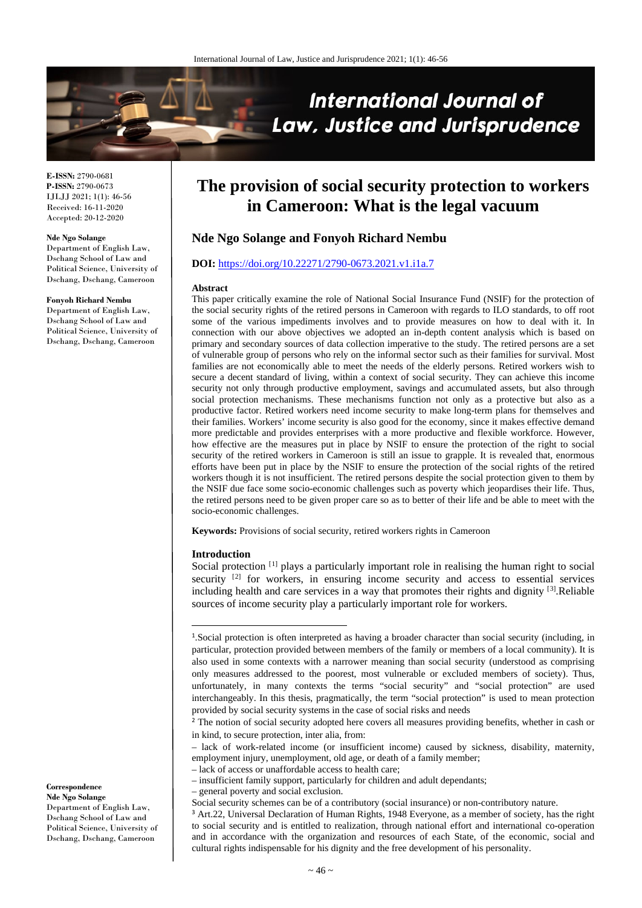**E-ISSN:** 2790-0681
**P-ISSN:** 2790-0673
IJLJJ 2021; 1(1): 46-56
Received: 16-11-2020
Accepted: 20-12-2020

**Nde Ngo Solange**
Department of English Law, Dschang School of Law and Political Science, University of Dschang, Dschang, Cameroon

**Fonyoh Richard Nembu**
Department of English Law, Dschang School of Law and Political Science, University of Dschang, Dschang, Cameroon

**Correspondence**
**Nde Ngo Solange**
Department of English Law, Dschang School of Law and Political Science, University of Dschang, Dschang, Cameroon

# The provision of social security protection to workers in Cameroon: What is the legal vacuum

## Nde Ngo Solange and Fonyoh Richard Nembu

**DOI:** https://doi.org/10.22271/2790-0673.2021.v1.i1a.7

**Abstract**

This paper critically examine the role of National Social Insurance Fund (NSIF) for the protection of the social security rights of the retired persons in Cameroon with regards to ILO standards, to off root some of the various impediments involves and to provide measures on how to deal with it. In connection with our above objectives we adopted an in-depth content analysis which is based on primary and secondary sources of data collection imperative to the study. The retired persons are a set of vulnerable group of persons who rely on the informal sector such as their families for survival. Most families are not economically able to meet the needs of the elderly persons. Retired workers wish to secure a decent standard of living, within a context of social security. They can achieve this income security not only through productive employment, savings and accumulated assets, but also through social protection mechanisms. These mechanisms function not only as a protective but also as a productive factor. Retired workers need income security to make long-term plans for themselves and their families. Workers' income security is also good for the economy, since it makes effective demand more predictable and provides enterprises with a more productive and flexible workforce. However, how effective are the measures put in place by NSIF to ensure the protection of the right to social security of the retired workers in Cameroon is still an issue to grapple. It is revealed that, enormous efforts have been put in place by the NSIF to ensure the protection of the social rights of the retired workers though it is not insufficient. The retired persons despite the social protection given to them by the NSIF due face some socio-economic challenges such as poverty which jeopardises their life. Thus, the retired persons need to be given proper care so as to better of their life and be able to meet with the socio-economic challenges.

**Keywords:** Provisions of social security, retired workers rights in Cameroon

**Introduction**

Social protection [1] plays a particularly important role in realising the human right to social security [2] for workers, in ensuring income security and access to essential services including health and care services in a way that promotes their rights and dignity [3].Reliable sources of income security play a particularly important role for workers.

---

[1].Social protection is often interpreted as having a broader character than social security (including, in particular, protection provided between members of the family or members of a local community). It is also used in some contexts with a narrower meaning than social security (understood as comprising only measures addressed to the poorest, most vulnerable or excluded members of society). Thus, unfortunately, in many contexts the terms "social security" and "social protection" are used interchangeably. In this thesis, pragmatically, the term "social protection" is used to mean protection provided by social security systems in the case of social risks and needs

[2] The notion of social security adopted here covers all measures providing benefits, whether in cash or in kind, to secure protection, inter alia, from:

– lack of work-related income (or insufficient income) caused by sickness, disability, maternity, employment injury, unemployment, old age, or death of a family member;
– lack of access or unaffordable access to health care;
– insufficient family support, particularly for children and adult dependants;
– general poverty and social exclusion.

Social security schemes can be of a contributory (social insurance) or non-contributory nature.

[3] Art.22, Universal Declaration of Human Rights, 1948 Everyone, as a member of society, has the right to social security and is entitled to realization, through national effort and international co-operation and in accordance with the organization and resources of each State, of the economic, social and cultural rights indispensable for his dignity and the free development of his personality.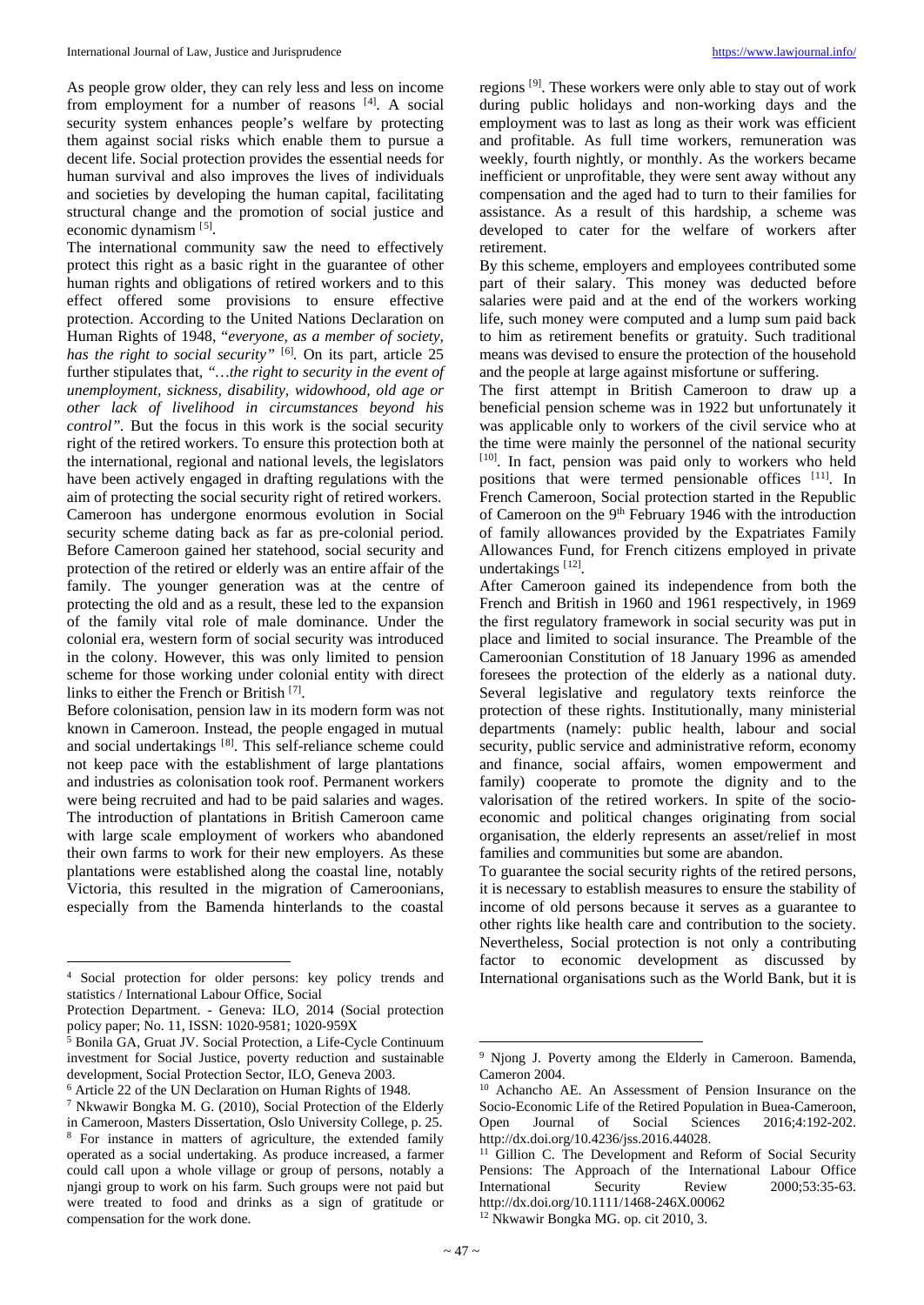As people grow older, they can rely less and less on income from employment for a number of reasons [4]. A social security system enhances people's welfare by protecting them against social risks which enable them to pursue a decent life. Social protection provides the essential needs for human survival and also improves the lives of individuals and societies by developing the human capital, facilitating structural change and the promotion of social justice and economic dynamism [5].

The international community saw the need to effectively protect this right as a basic right in the guarantee of other human rights and obligations of retired workers and to this effect offered some provisions to ensure effective protection. According to the United Nations Declaration on Human Rights of 1948, "*everyone, as a member of society, has the right to social security"* [6]. On its part, article 25 further stipulates that, *"…the right to security in the event of unemployment, sickness, disability, widowhood, old age or other lack of livelihood in circumstances beyond his control"*. But the focus in this work is the social security right of the retired workers. To ensure this protection both at the international, regional and national levels, the legislators have been actively engaged in drafting regulations with the aim of protecting the social security right of retired workers.

Cameroon has undergone enormous evolution in Social security scheme dating back as far as pre-colonial period. Before Cameroon gained her statehood, social security and protection of the retired or elderly was an entire affair of the family. The younger generation was at the centre of protecting the old and as a result, these led to the expansion of the family vital role of male dominance. Under the colonial era, western form of social security was introduced in the colony. However, this was only limited to pension scheme for those working under colonial entity with direct links to either the French or British [7].

Before colonisation, pension law in its modern form was not known in Cameroon. Instead, the people engaged in mutual and social undertakings [8]. This self-reliance scheme could not keep pace with the establishment of large plantations and industries as colonisation took roof. Permanent workers were being recruited and had to be paid salaries and wages. The introduction of plantations in British Cameroon came with large scale employment of workers who abandoned their own farms to work for their new employers. As these plantations were established along the coastal line, notably Victoria, this resulted in the migration of Cameroonians, especially from the Bamenda hinterlands to the coastal regions [9]. These workers were only able to stay out of work during public holidays and non-working days and the employment was to last as long as their work was efficient and profitable. As full time workers, remuneration was weekly, fourth nightly, or monthly. As the workers became inefficient or unprofitable, they were sent away without any compensation and the aged had to turn to their families for assistance. As a result of this hardship, a scheme was developed to cater for the welfare of workers after retirement.

By this scheme, employers and employees contributed some part of their salary. This money was deducted before salaries were paid and at the end of the workers working life, such money were computed and a lump sum paid back to him as retirement benefits or gratuity. Such traditional means was devised to ensure the protection of the household and the people at large against misfortune or suffering.

The first attempt in British Cameroon to draw up a beneficial pension scheme was in 1922 but unfortunately it was applicable only to workers of the civil service who at the time were mainly the personnel of the national security [10]. In fact, pension was paid only to workers who held positions that were termed pensionable offices [11]. In French Cameroon, Social protection started in the Republic of Cameroon on the 9th February 1946 with the introduction of family allowances provided by the Expatriates Family Allowances Fund, for French citizens employed in private undertakings [12].

After Cameroon gained its independence from both the French and British in 1960 and 1961 respectively, in 1969 the first regulatory framework in social security was put in place and limited to social insurance. The Preamble of the Cameroonian Constitution of 18 January 1996 as amended foresees the protection of the elderly as a national duty. Several legislative and regulatory texts reinforce the protection of these rights. Institutionally, many ministerial departments (namely: public health, labour and social security, public service and administrative reform, economy and finance, social affairs, women empowerment and family) cooperate to promote the dignity and to the valorisation of the retired workers. In spite of the socio-economic and political changes originating from social organisation, the elderly represents an asset/relief in most families and communities but some are abandon.

To guarantee the social security rights of the retired persons, it is necessary to establish measures to ensure the stability of income of old persons because it serves as a guarantee to other rights like health care and contribution to the society. Nevertheless, Social protection is not only a contributing factor to economic development as discussed by International organisations such as the World Bank, but it is

---

[4] Social protection for older persons: key policy trends and statistics / International Labour Office, Social Protection Department. - Geneva: ILO, 2014 (Social protection policy paper; No. 11, ISSN: 1020-9581; 1020-959X

[5] Bonila GA, Gruat JV. Social Protection, a Life-Cycle Continuum investment for Social Justice, poverty reduction and sustainable development, Social Protection Sector, ILO, Geneva 2003.

[6] Article 22 of the UN Declaration on Human Rights of 1948.

[7] Nkwawir Bongka M. G. (2010), Social Protection of the Elderly in Cameroon, Masters Dissertation, Oslo University College, p. 25.

[8] For instance in matters of agriculture, the extended family operated as a social undertaking. As produce increased, a farmer could call upon a whole village or group of persons, notably a njangi group to work on his farm. Such groups were not paid but were treated to food and drinks as a sign of gratitude or compensation for the work done.

[9] Njong J. Poverty among the Elderly in Cameroon. Bamenda, Cameron 2004.

[10] Achancho AE. An Assessment of Pension Insurance on the Socio-Economic Life of the Retired Population in Buea-Cameroon, Open Journal of Social Sciences 2016;4:192-202. http://dx.doi.org/10.4236/jss.2016.44028.

[11] Gillion C. The Development and Reform of Social Security Pensions: The Approach of the International Labour Office International Security Review 2000;53:35-63. http://dx.doi.org/10.1111/1468-246X.00062

[12] Nkwawir Bongka MG. op. cit 2010, 3.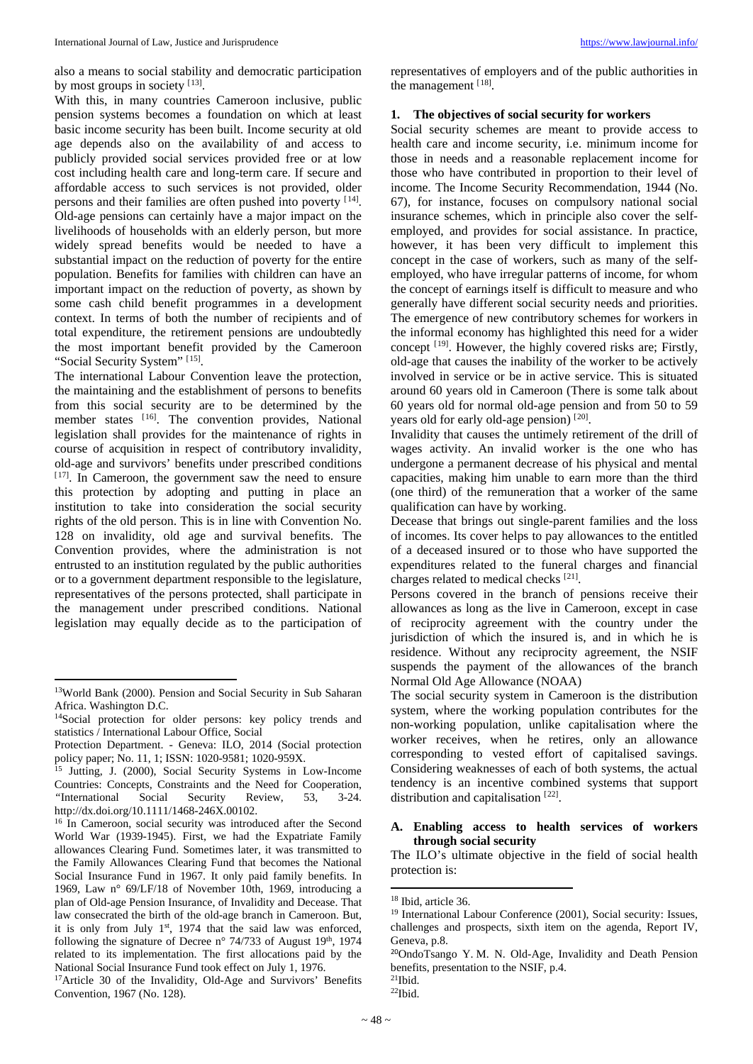also a means to social stability and democratic participation by most groups in society [13].

With this, in many countries Cameroon inclusive, public pension systems becomes a foundation on which at least basic income security has been built. Income security at old age depends also on the availability of and access to publicly provided social services provided free or at low cost including health care and long-term care. If secure and affordable access to such services is not provided, older persons and their families are often pushed into poverty [14]. Old-age pensions can certainly have a major impact on the livelihoods of households with an elderly person, but more widely spread benefits would be needed to have a substantial impact on the reduction of poverty for the entire population. Benefits for families with children can have an important impact on the reduction of poverty, as shown by some cash child benefit programmes in a development context. In terms of both the number of recipients and of total expenditure, the retirement pensions are undoubtedly the most important benefit provided by the Cameroon "Social Security System" [15].

The international Labour Convention leave the protection, the maintaining and the establishment of persons to benefits from this social security are to be determined by the member states [16]. The convention provides, National legislation shall provides for the maintenance of rights in course of acquisition in respect of contributory invalidity, old-age and survivors' benefits under prescribed conditions [17]. In Cameroon, the government saw the need to ensure this protection by adopting and putting in place an institution to take into consideration the social security rights of the old person. This is in line with Convention No. 128 on invalidity, old age and survival benefits. The Convention provides, where the administration is not entrusted to an institution regulated by the public authorities or to a government department responsible to the legisalture, representatives of the persons protected, shall participate in the management under prescribed conditions. National legislation may equally decide as to the participation of representatives of employers and of the public authorities in the management [18].

## 1. The objectives of social security for workers

Social security schemes are meant to provide access to health care and income security, i.e. minimum income for those in needs and a reasonable replacement income for those who have contributed in proportion to their level of income. The Income Security Recommendation, 1944 (No. 67), for instance, focuses on compulsory national social insurance schemes, which in principle also cover the self-employed, and provides for social assistance. In practice, however, it has been very difficult to implement this concept in the case of workers, such as many of the self-employed, who have irregular patterns of income, for whom the concept of earnings itself is difficult to measure and who generally have different social security needs and priorities. The emergence of new contributory schemes for workers in the informal economy has highlighted this need for a wider concept [19]. However, the highly covered risks are; Firstly, old-age that causes the inability of the worker to be actively involved in service or be in active service. This is situated around 60 years old in Cameroon (There is some talk about 60 years old for normal old-age pension and from 50 to 59 years old for early old-age pension) [20].

Invalidity that causes the untimely retirement of the drill of wages activity. An invalid worker is the one who has undergone a permanent decrease of his physical and mental capacities, making him unable to earn more than the third (one third) of the remuneration that a worker of the same qualification can have by working.

Decease that brings out single-parent families and the loss of incomes. Its cover helps to pay allowances to the entitled of a deceased insured or to those who have supported the expenditures related to the funeral charges and financial charges related to medical checks [21].

Persons covered in the branch of pensions receive their allowances as long as the live in Cameroon, except in case of reciprocity agreement with the country under the jurisdiction of which the insured is, and in which he is residence. Without any reciprocity agreement, the NSIF suspends the payment of the allowances of the branch Normal Old Age Allowance (NOAA)

The social security system in Cameroon is the distribution system, where the working population contributes for the non-working population, unlike capitalisation where the worker receives, when he retires, only an allowance corresponding to vested effort of capitalised savings. Considering weaknesses of each of both systems, the actual tendency is an incentive combined systems that support distribution and capitalisation [22].

### A. Enabling access to health services of workers through social security

The ILO's ultimate objective in the field of social health protection is:

---

[13] World Bank (2000). Pension and Social Security in Sub Saharan Africa. Washington D.C.

[14] Social protection for older persons: key policy trends and statistics / International Labour Office, Social Protection Department. - Geneva: ILO, 2014 (Social protection policy paper; No. 11, 1; ISSN: 1020-9581; 1020-959X.

[15] Jutting, J. (2000), Social Security Systems in Low-Income Countries: Concepts, Constraints and the Need for Cooperation, "International Social Security Review, 53, 3-24. http://dx.doi.org/10.1111/1468-246X.00102.

[16] In Cameroon, social security was introduced after the Second World War (1939-1945). First, we had the Expatriate Family allowances Clearing Fund. Sometimes later, it was transmitted to the Family Allowances Clearing Fund that becomes the National Social Insurance Fund in 1967. It only paid family benefits. In 1969, Law n° 69/LF/18 of November 10th, 1969, introducing a plan of Old-age Pension Insurance, of Invalidity and Decease. That law consecrated the birth of the old-age branch in Cameroon. But, it is only from July 1st, 1974 that the said law was enforced, following the signature of Decree n° 74/733 of August 19th, 1974 related to its implementation. The first allocations paid by the National Social Insurance Fund took effect on July 1, 1976.

[17] Article 30 of the Invalidity, Old-Age and Survivors' Benefits Convention, 1967 (No. 128).

[18] Ibid, article 36.

[19] International Labour Conference (2001), Social security: Issues, challenges and prospects, sixth item on the agenda, Report IV, Geneva, p.8.

[20] OndoTsango Y. M. N. Old-Age, Invalidity and Death Pension benefits, presentation to the NSIF, p.4.

[21] Ibid.

[22] Ibid.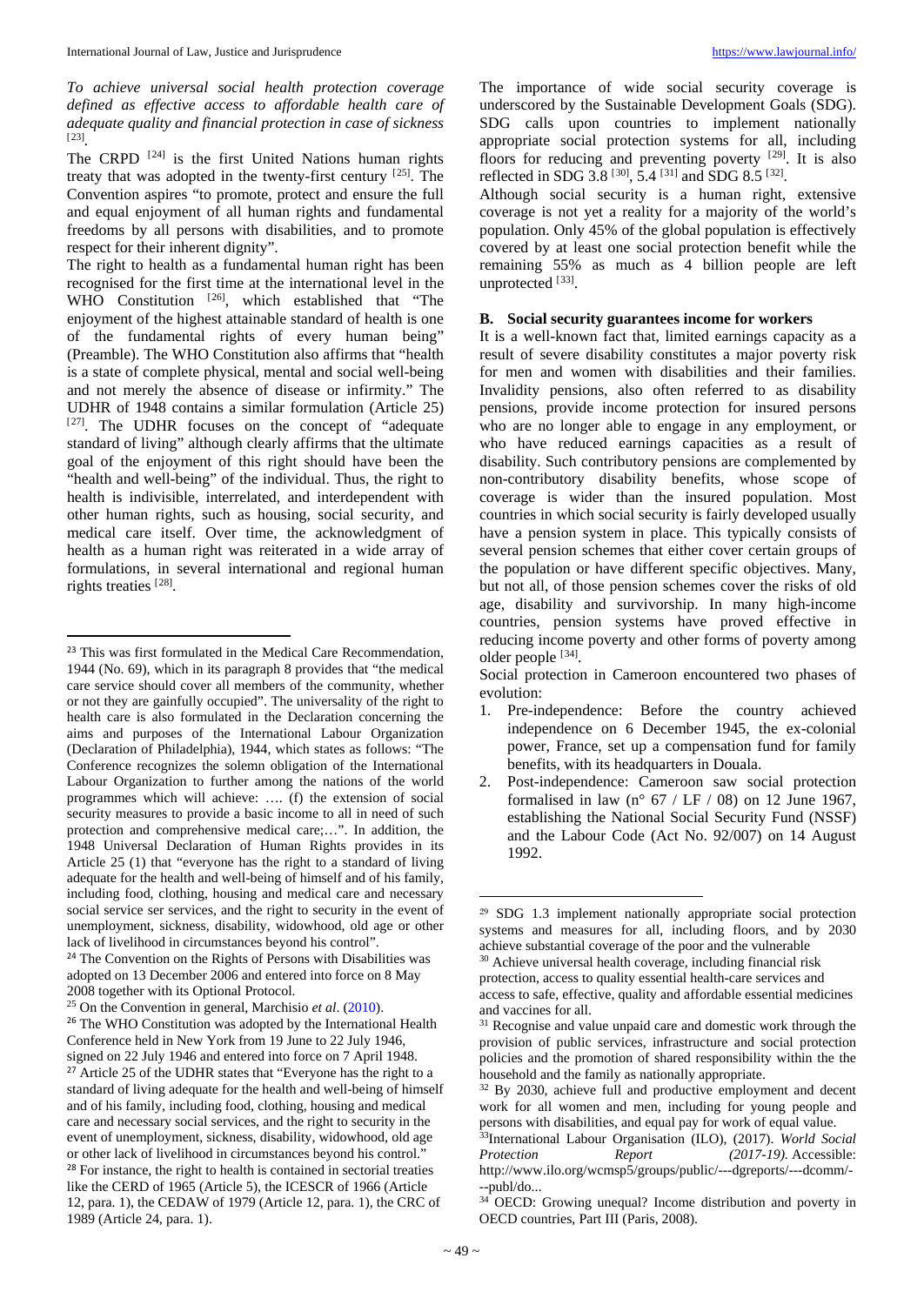*To achieve universal social health protection coverage defined as effective access to affordable health care of adequate quality and financial protection in case of sickness* [23].

The CRPD [24] is the first United Nations human rights treaty that was adopted in the twenty-first century [25]. The Convention aspires "to promote, protect and ensure the full and equal enjoyment of all human rights and fundamental freedoms by all persons with disabilities, and to promote respect for their inherent dignity".

The right to health as a fundamental human right has been recognised for the first time at the international level in the WHO Constitution [26], which established that "The enjoyment of the highest attainable standard of health is one of the fundamental rights of every human being" (Preamble). The WHO Constitution also affirms that "health is a state of complete physical, mental and social well-being and not merely the absence of disease or infirmity." The UDHR of 1948 contains a similar formulation (Article 25) [27]. The UDHR focuses on the concept of "adequate standard of living" although clearly affirms that the ultimate goal of the enjoyment of this right should have been the "health and well-being" of the individual. Thus, the right to health is indivisible, interrelated, and interdependent with other human rights, such as housing, social security, and medical care itself. Over time, the acknowledgment of health as a human right was reiterated in a wide array of formulations, in several international and regional human rights treaties [28].

The importance of wide social security coverage is underscored by the Sustainable Development Goals (SDG). SDG calls upon countries to implement nationally appropriate social protection systems for all, including floors for reducing and preventing poverty [29]. It is also reflected in SDG 3.8 [30], 5.4 [31] and SDG 8.5 [32].

Although social security is a human right, extensive coverage is not yet a reality for a majority of the world's population. Only 45% of the global population is effectively covered by at least one social protection benefit while the remaining 55% as much as 4 billion people are left unprotected [33].

### B. Social security guarantees income for workers

It is a well-known fact that, limited earnings capacity as a result of severe disability constitutes a major poverty risk for men and women with disabilities and their families. Invalidity pensions, also often referred to as disability pensions, provide income protection for insured persons who are no longer able to engage in any employment, or who have reduced earnings capacities as a result of disability. Such contributory pensions are complemented by non-contributory disability benefits, whose scope of coverage is wider than the insured population. Most countries in which social security is fairly developed usually have a pension system in place. This typically consists of several pension schemes that either cover certain groups of the population or have different specific objectives. Many, but not all, of those pension schemes cover the risks of old age, disability and survivorship. In many high-income countries, pension systems have proved effective in reducing income poverty and other forms of poverty among older people [34].

Social protection in Cameroon encountered two phases of evolution:

1. Pre-independence: Before the country achieved independence on 6 December 1945, the ex-colonial power, France, set up a compensation fund for family benefits, with its headquarters in Douala.
2. Post-independence: Cameroon saw social protection formalised in law (n° 67 / LF / 08) on 12 June 1967, establishing the National Social Security Fund (NSSF) and the Labour Code (Act No. 92/007) on 14 August 1992.

---

[23] This was first formulated in the Medical Care Recommendation, 1944 (No. 69), which in its paragraph 8 provides that "the medical care service should cover all members of the community, whether or not they are gainfully occupied". The universality of the right to health care is also formulated in the Declaration concerning the aims and purposes of the International Labour Organization (Declaration of Philadelphia), 1944, which states as follows: "The Conference recognizes the solemn obligation of the International Labour Organization to further among the nations of the world programmes which will achieve: …. (f) the extension of social security measures to provide a basic income to all in need of such protection and comprehensive medical care;…". In addition, the 1948 Universal Declaration of Human Rights provides in its Article 25 (1) that "everyone has the right to a standard of living adequate for the health and well-being of himself and of his family, including food, clothing, housing and medical care and necessary social service ser services, and the right to security in the event of unemployment, sickness, disability, widowhood, old age or other lack of livelihood in circumstances beyond his control".

[24] The Convention on the Rights of Persons with Disabilities was adopted on 13 December 2006 and entered into force on 8 May 2008 together with its Optional Protocol.

[25] On the Convention in general, Marchisio *et al*. (2010).

[26] The WHO Constitution was adopted by the International Health Conference held in New York from 19 June to 22 July 1946, signed on 22 July 1946 and entered into force on 7 April 1948.

[27] Article 25 of the UDHR states that "Everyone has the right to a standard of living adequate for the health and well-being of himself and of his family, including food, clothing, housing and medical care and necessary social services, and the right to security in the event of unemployment, sickness, disability, widowhood, old age or other lack of livelihood in circumstances beyond his control."

[28] For instance, the right to health is contained in sectorial treaties like the CERD of 1965 (Article 5), the ICESCR of 1966 (Article 12, para. 1), the CEDAW of 1979 (Article 12, para. 1), the CRC of 1989 (Article 24, para. 1).

[29] SDG 1.3 implement nationally appropriate social protection systems and measures for all, including floors, and by 2030 achieve substantial coverage of the poor and the vulnerable

[30] Achieve universal health coverage, including financial risk protection, access to quality essential health-care services and access to safe, effective, quality and affordable essential medicines and vaccines for all.

[31] Recognise and value unpaid care and domestic work through the provision of public services, infrastructure and social protection policies and the promotion of shared responsibility within the the household and the family as nationally appropriate.

[32] By 2030, achieve full and productive employment and decent work for all women and men, including for young people and persons with disabilities, and equal pay for work of equal value.

[33] International Labour Organisation (ILO), (2017). *World Social Protection Report (2017-19)*. Accessible: http://www.ilo.org/wcmsp5/groups/public/---dgreports/---dcomm/---publ/do...

[34] OECD: Growing unequal? Income distribution and poverty in OECD countries, Part III (Paris, 2008).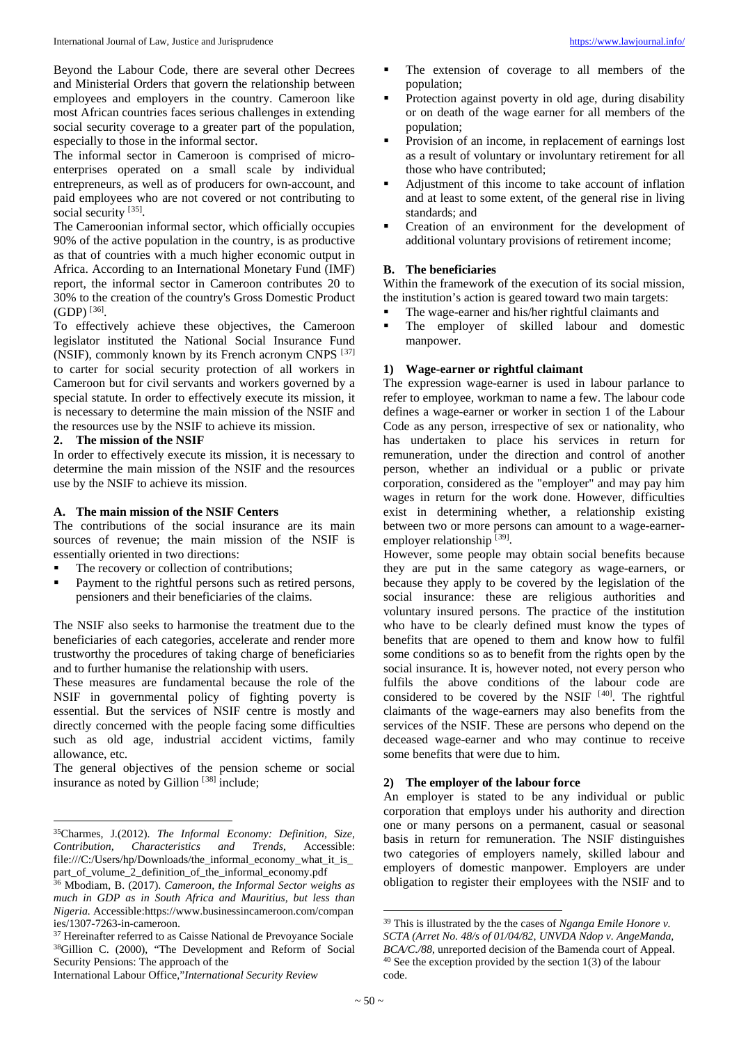Beyond the Labour Code, there are several other Decrees and Ministerial Orders that govern the relationship between employees and employers in the country. Cameroon like most African countries faces serious challenges in extending social security coverage to a greater part of the population, especially to those in the informal sector.

The informal sector in Cameroon is comprised of micro-enterprises operated on a small scale by individual entrepreneurs, as well as of producers for own-account, and paid employees who are not covered or not contributing to social security [35].

The Cameroonian informal sector, which officially occupies 90% of the active population in the country, is as productive as that of countries with a much higher economic output in Africa. According to an International Monetary Fund (IMF) report, the informal sector in Cameroon contributes 20 to 30% to the creation of the country's Gross Domestic Product (GDP) [36].

To effectively achieve these objectives, the Cameroon legislator instituted the National Social Insurance Fund (NSIF), commonly known by its French acronym CNPS [37] to carter for social security protection of all workers in Cameroon but for civil servants and workers governed by a special statute. In order to effectively execute its mission, it is necessary to determine the main mission of the NSIF and the resources use by the NSIF to achieve its mission.

**2. The mission of the NSIF**

In order to effectively execute its mission, it is necessary to determine the main mission of the NSIF and the resources use by the NSIF to achieve its mission.

**A. The main mission of the NSIF Centers**

The contributions of the social insurance are its main sources of revenue; the main mission of the NSIF is essentially oriented in two directions:

- The recovery or collection of contributions;
- Payment to the rightful persons such as retired persons, pensioners and their beneficiaries of the claims.

The NSIF also seeks to harmonise the treatment due to the beneficiaries of each categories, accelerate and render more trustworthy the procedures of taking charge of beneficiaries and to further humanise the relationship with users.

These measures are fundamental because the role of the NSIF in governmental policy of fighting poverty is essential. But the services of NSIF centre is mostly and directly concerned with the people facing some difficulties such as old age, industrial accident victims, family allowance, etc.

The general objectives of the pension scheme or social insurance as noted by Gillion [38] include;

- The extension of coverage to all members of the population;
- Protection against poverty in old age, during disability or on death of the wage earner for all members of the population;
- Provision of an income, in replacement of earnings lost as a result of voluntary or involuntary retirement for all those who have contributed;
- Adjustment of this income to take account of inflation and at least to some extent, of the general rise in living standards; and
- Creation of an environment for the development of additional voluntary provisions of retirement income;

**B. The beneficiaries**

Within the framework of the execution of its social mission, the institution's action is geared toward two main targets:

- The wage-earner and his/her rightful claimants and
- The employer of skilled labour and domestic manpower.

**1) Wage-earner or rightful claimant**

The expression wage-earner is used in labour parlance to refer to employee, workman to name a few. The labour code defines a wage-earner or worker in section 1 of the Labour Code as any person, irrespective of sex or nationality, who has undertaken to place his services in return for remuneration, under the direction and control of another person, whether an individual or a public or private corporation, considered as the "employer" and may pay him wages in return for the work done. However, difficulties exist in determining whether, a relationship existing between two or more persons can amount to a wage-earner-employer relationship [39].

However, some people may obtain social benefits because they are put in the same category as wage-earners, or because they apply to be covered by the legislation of the social insurance: these are religious authorities and voluntary insured persons. The practice of the institution who have to be clearly defined must know the types of benefits that are opened to them and know how to fulfil some conditions so as to benefit from the rights open by the social insurance. It is, however noted, not every person who fulfils the above conditions of the labour code are considered to be covered by the NSIF [40]. The rightful claimants of the wage-earners may also benefits from the services of the NSIF. These are persons who depend on the deceased wage-earner and who may continue to receive some benefits that were due to him.

**2) The employer of the labour force**

An employer is stated to be any individual or public corporation that employs under his authority and direction one or many persons on a permanent, casual or seasonal basis in return for remuneration. The NSIF distinguishes two categories of employers namely, skilled labour and employers of domestic manpower. Employers are under obligation to register their employees with the NSIF and to

---

35Charmes, J.(2012). *The Informal Economy: Definition, Size, Contribution, Characteristics and Trends*, Accessible: file:///C:/Users/hp/Downloads/the_informal_economy_what_it_is_part_of_volume_2_definition_of_the_informal_economy.pdf

36 Mbodiam, B. (2017). *Cameroon, the Informal Sector weighs as much in GDP as in South Africa and Mauritius, but less than Nigeria.* Accessible:https://www.businessincameroon.com/companies/1307-7263-in-cameroon.

37 Hereinafter referred to as Caisse National de Prevoyance Sociale

38Gillion C. (2000), "The Development and Reform of Social Security Pensions: The approach of the International Labour Office,"*International Security Review*

39 This is illustrated by the the cases of *Nganga Emile Honore v. SCTA (Arret No. 48/s of 01/04/82, UNVDA Ndop v. AngeManda, BCA/C./88*, unreported decision of the Bamenda court of Appeal.

40 See the exception provided by the section 1(3) of the labour code.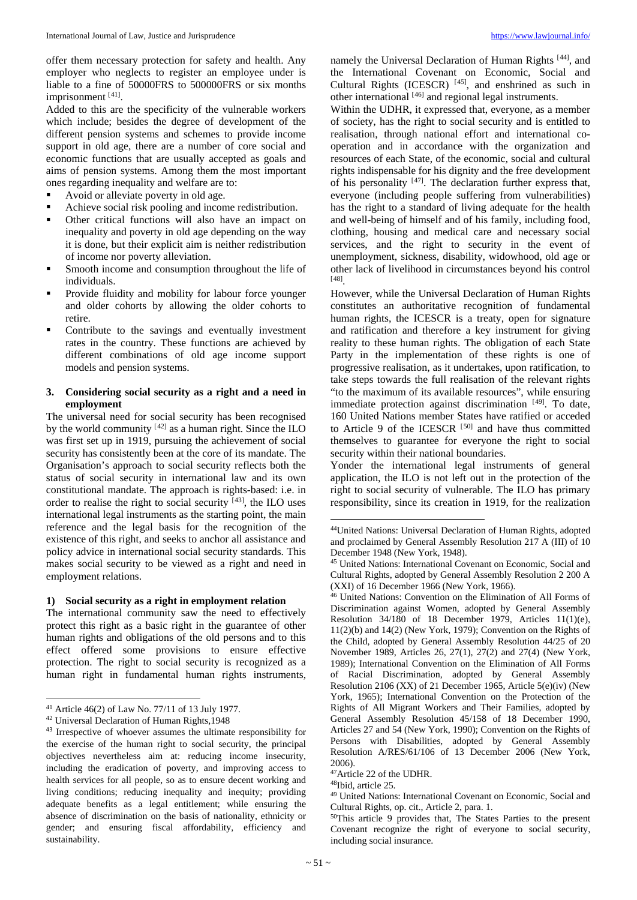offer them necessary protection for safety and health. Any employer who neglects to register an employee under is liable to a fine of 50000FRS to 500000FRS or six months imprisonment [41].

Added to this are the specificity of the vulnerable workers which include; besides the degree of development of the different pension systems and schemes to provide income support in old age, there are a number of core social and economic functions that are usually accepted as goals and aims of pension systems. Among them the most important ones regarding inequality and welfare are to:

- Avoid or alleviate poverty in old age.
- Achieve social risk pooling and income redistribution.
- Other critical functions will also have an impact on inequality and poverty in old age depending on the way it is done, but their explicit aim is neither redistribution of income nor poverty alleviation.
- Smooth income and consumption throughout the life of individuals.
- Provide fluidity and mobility for labour force younger and older cohorts by allowing the older cohorts to retire.
- Contribute to the savings and eventually investment rates in the country. These functions are achieved by different combinations of old age income support models and pension systems.

### 3. Considering social security as a right and a need in employment

The universal need for social security has been recognised by the world community [42] as a human right. Since the ILO was first set up in 1919, pursuing the achievement of social security has consistently been at the core of its mandate. The Organisation's approach to social security reflects both the status of social security in international law and its own constitutional mandate. The approach is rights-based: i.e. in order to realise the right to social security [43], the ILO uses international legal instruments as the starting point, the main reference and the legal basis for the recognition of the existence of this right, and seeks to anchor all assistance and policy advice in international social security standards. This makes social security to be viewed as a right and need in employment relations.

#### 1) Social security as a right in employment relation

The international community saw the need to effectively protect this right as a basic right in the guarantee of other human rights and obligations of the old persons and to this effect offered some provisions to ensure effective protection. The right to social security is recognized as a human right in fundamental human rights instruments, namely the Universal Declaration of Human Rights [44], and the International Covenant on Economic, Social and Cultural Rights (ICESCR) [45], and enshrined as such in other international [46] and regional legal instruments.

Within the UDHR, it expressed that, everyone, as a member of society, has the right to social security and is entitled to realisation, through national effort and international co-operation and in accordance with the organization and resources of each State, of the economic, social and cultural rights indispensable for his dignity and the free development of his personality [47]. The declaration further express that, everyone (including people suffering from vulnerabilities) has the right to a standard of living adequate for the health and well-being of himself and of his family, including food, clothing, housing and medical care and necessary social services, and the right to security in the event of unemployment, sickness, disability, widowhood, old age or other lack of livelihood in circumstances beyond his control [48].

However, while the Universal Declaration of Human Rights constitutes an authoritative recognition of fundamental human rights, the ICESCR is a treaty, open for signature and ratification and therefore a key instrument for giving reality to these human rights. The obligation of each State Party in the implementation of these rights is one of progressive realisation, as it undertakes, upon ratification, to take steps towards the full realisation of the relevant rights "to the maximum of its available resources", while ensuring immediate protection against discrimination [49]. To date, 160 United Nations member States have ratified or acceded to Article 9 of the ICESCR [50] and have thus committed themselves to guarantee for everyone the right to social security within their national boundaries.

Yonder the international legal instruments of general application, the ILO is not left out in the protection of the right to social security of vulnerable. The ILO has primary responsibility, since its creation in 1919, for the realization

---

[41] Article 46(2) of Law No. 77/11 of 13 July 1977.

[42] Universal Declaration of Human Rights,1948

[43] Irrespective of whoever assumes the ultimate responsibility for the exercise of the human right to social security, the principal objectives nevertheless aim at: reducing income insecurity, including the eradication of poverty, and improving access to health services for all people, so as to ensure decent working and living conditions; reducing inequality and inequity; providing adequate benefits as a legal entitlement; while ensuring the absence of discrimination on the basis of nationality, ethnicity or gender; and ensuring fiscal affordability, efficiency and sustainability.

[44] United Nations: Universal Declaration of Human Rights, adopted and proclaimed by General Assembly Resolution 217 A (III) of 10 December 1948 (New York, 1948).

[45] United Nations: International Covenant on Economic, Social and Cultural Rights, adopted by General Assembly Resolution 2 200 A (XXI) of 16 December 1966 (New York, 1966).

[46] United Nations: Convention on the Elimination of All Forms of Discrimination against Women, adopted by General Assembly Resolution 34/180 of 18 December 1979, Articles 11(1)(e), 11(2)(b) and 14(2) (New York, 1979); Convention on the Rights of the Child, adopted by General Assembly Resolution 44/25 of 20 November 1989, Articles 26, 27(1), 27(2) and 27(4) (New York, 1989); International Convention on the Elimination of All Forms of Racial Discrimination, adopted by General Assembly Resolution 2106 (XX) of 21 December 1965, Article 5(e)(iv) (New York, 1965); International Convention on the Protection of the Rights of All Migrant Workers and Their Families, adopted by General Assembly Resolution 45/158 of 18 December 1990, Articles 27 and 54 (New York, 1990); Convention on the Rights of Persons with Disabilities, adopted by General Assembly Resolution A/RES/61/106 of 13 December 2006 (New York, 2006).

[47] Article 22 of the UDHR.

[48] Ibid, article 25.

[49] United Nations: International Covenant on Economic, Social and Cultural Rights, op. cit., Article 2, para. 1.

[50] This article 9 provides that, The States Parties to the present Covenant recognize the right of everyone to social security, including social insurance.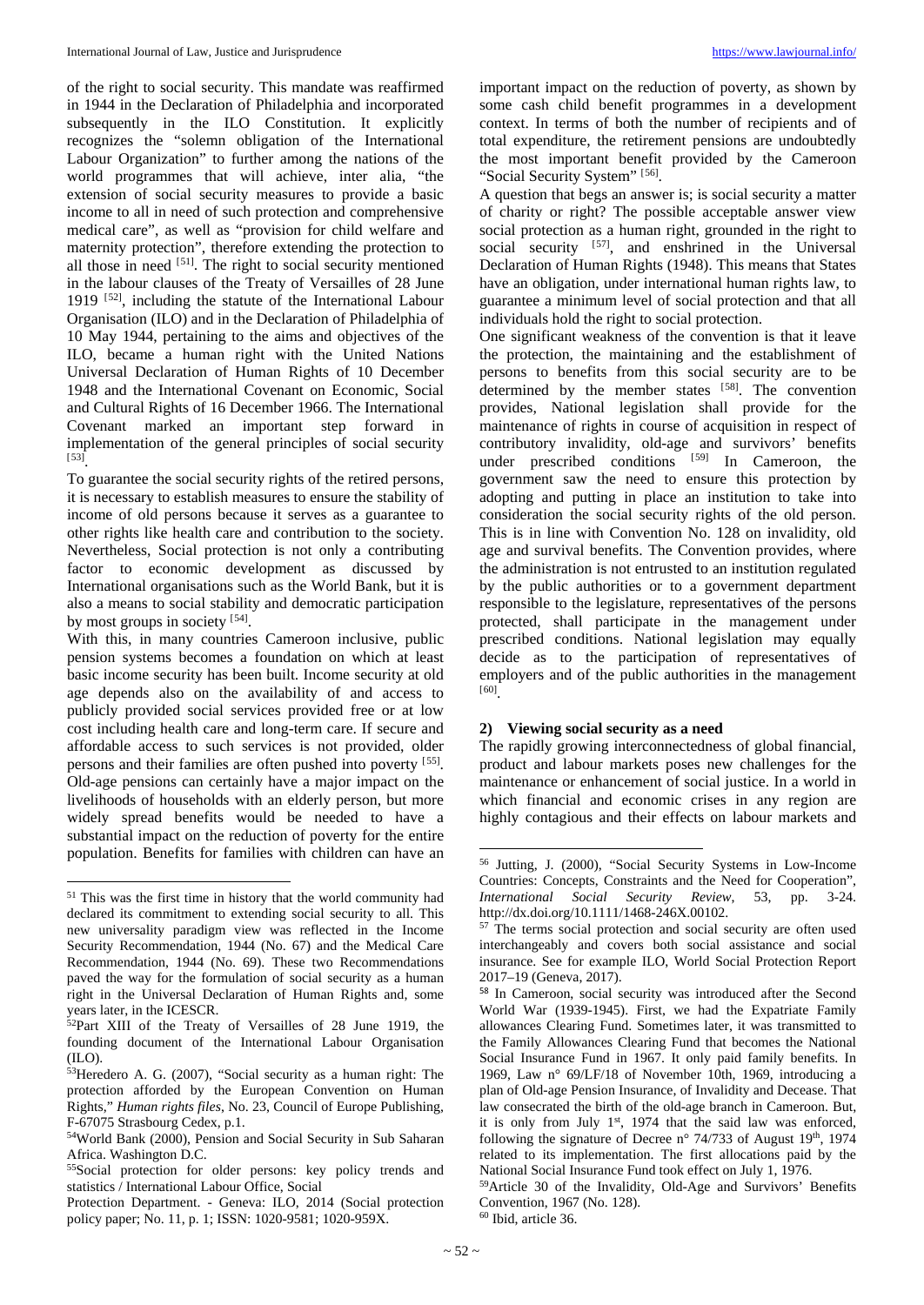of the right to social security. This mandate was reaffirmed in 1944 in the Declaration of Philadelphia and incorporated subsequently in the ILO Constitution. It explicitly recognizes the "solemn obligation of the International Labour Organization" to further among the nations of the world programmes that will achieve, inter alia, "the extension of social security measures to provide a basic income to all in need of such protection and comprehensive medical care", as well as "provision for child welfare and maternity protection", therefore extending the protection to all those in need [51]. The right to social security mentioned in the labour clauses of the Treaty of Versailles of 28 June 1919 [52], including the statute of the International Labour Organisation (ILO) and in the Declaration of Philadelphia of 10 May 1944, pertaining to the aims and objectives of the ILO, became a human right with the United Nations Universal Declaration of Human Rights of 10 December 1948 and the International Covenant on Economic, Social and Cultural Rights of 16 December 1966. The International Covenant marked an important step forward in implementation of the general principles of social security [53].

To guarantee the social security rights of the retired persons, it is necessary to establish measures to ensure the stability of income of old persons because it serves as a guarantee to other rights like health care and contribution to the society. Nevertheless, Social protection is not only a contributing factor to economic development as discussed by International organisations such as the World Bank, but it is also a means to social stability and democratic participation by most groups in society [54].

With this, in many countries Cameroon inclusive, public pension systems becomes a foundation on which at least basic income security has been built. Income security at old age depends also on the availability of and access to publicly provided social services provided free or at low cost including health care and long-term care. If secure and affordable access to such services is not provided, older persons and their families are often pushed into poverty [55]. Old-age pensions can certainly have a major impact on the livelihoods of households with an elderly person, but more widely spread benefits would be needed to have a substantial impact on the reduction of poverty for the entire population. Benefits for families with children can have an important impact on the reduction of poverty, as shown by some cash child benefit programmes in a development context. In terms of both the number of recipients and of total expenditure, the retirement pensions are undoubtedly the most important benefit provided by the Cameroon "Social Security System" [56].

A question that begs an answer is; is social security a matter of charity or right? The possible acceptable answer view social protection as a human right, grounded in the right to social security [57], and enshrined in the Universal Declaration of Human Rights (1948). This means that States have an obligation, under international human rights law, to guarantee a minimum level of social protection and that all individuals hold the right to social protection.

One significant weakness of the convention is that it leave the protection, the maintaining and the establishment of persons to benefits from this social security are to be determined by the member states [58]. The convention provides, National legislation shall provide for the maintenance of rights in course of acquisition in respect of contributory invalidity, old-age and survivors' benefits under prescribed conditions [59] In Cameroon, the government saw the need to ensure this protection by adopting and putting in place an institution to take into consideration the social security rights of the old person. This is in line with Convention No. 128 on invalidity, old age and survival benefits. The Convention provides, where the administration is not entrusted to an institution regulated by the public authorities or to a government department responsible to the legislature, representatives of the persons protected, shall participate in the management under prescribed conditions. National legislation may equally decide as to the participation of representatives of employers and of the public authorities in the management [60].

### 2) Viewing social security as a need

The rapidly growing interconnectedness of global financial, product and labour markets poses new challenges for the maintenance or enhancement of social justice. In a world in which financial and economic crises in any region are highly contagious and their effects on labour markets and

---

[51] This was the first time in history that the world community had declared its commitment to extending social security to all. This new universality paradigm view was reflected in the Income Security Recommendation, 1944 (No. 67) and the Medical Care Recommendation, 1944 (No. 69). These two Recommendations paved the way for the formulation of social security as a human right in the Universal Declaration of Human Rights and, some years later, in the ICESCR.

[52] Part XIII of the Treaty of Versailles of 28 June 1919, the founding document of the International Labour Organisation (ILO).

[53] Heredero A. G. (2007), "Social security as a human right: The protection afforded by the European Convention on Human Rights," *Human rights files*, No. 23, Council of Europe Publishing, F-67075 Strasbourg Cedex, p.1.

[54] World Bank (2000), Pension and Social Security in Sub Saharan Africa. Washington D.C.

[55] Social protection for older persons: key policy trends and statistics / International Labour Office, Social Protection Department. - Geneva: ILO, 2014 (Social protection policy paper; No. 11, p. 1; ISSN: 1020-9581; 1020-959X.

[56] Jutting, J. (2000), "Social Security Systems in Low-Income Countries: Concepts, Constraints and the Need for Cooperation", *International Social Security Review*, 53, pp. 3-24. http://dx.doi.org/10.1111/1468-246X.00102.

[57] The terms social protection and social security are often used interchangeably and covers both social assistance and social insurance. See for example ILO, World Social Protection Report 2017–19 (Geneva, 2017).

[58] In Cameroon, social security was introduced after the Second World War (1939-1945). First, we had the Expatriate Family allowances Clearing Fund. Sometimes later, it was transmitted to the Family Allowances Clearing Fund that becomes the National Social Insurance Fund in 1967. It only paid family benefits. In 1969, Law n° 69/LF/18 of November 10th, 1969, introducing a plan of Old-age Pension Insurance, of Invalidity and Decease. That law consecrated the birth of the old-age branch in Cameroon. But, it is only from July 1st, 1974 that the said law was enforced, following the signature of Decree n° 74/733 of August 19th, 1974 related to its implementation. The first allocations paid by the National Social Insurance Fund took effect on July 1, 1976.

[59] Article 30 of the Invalidity, Old-Age and Survivors' Benefits Convention, 1967 (No. 128).

[60] Ibid, article 36.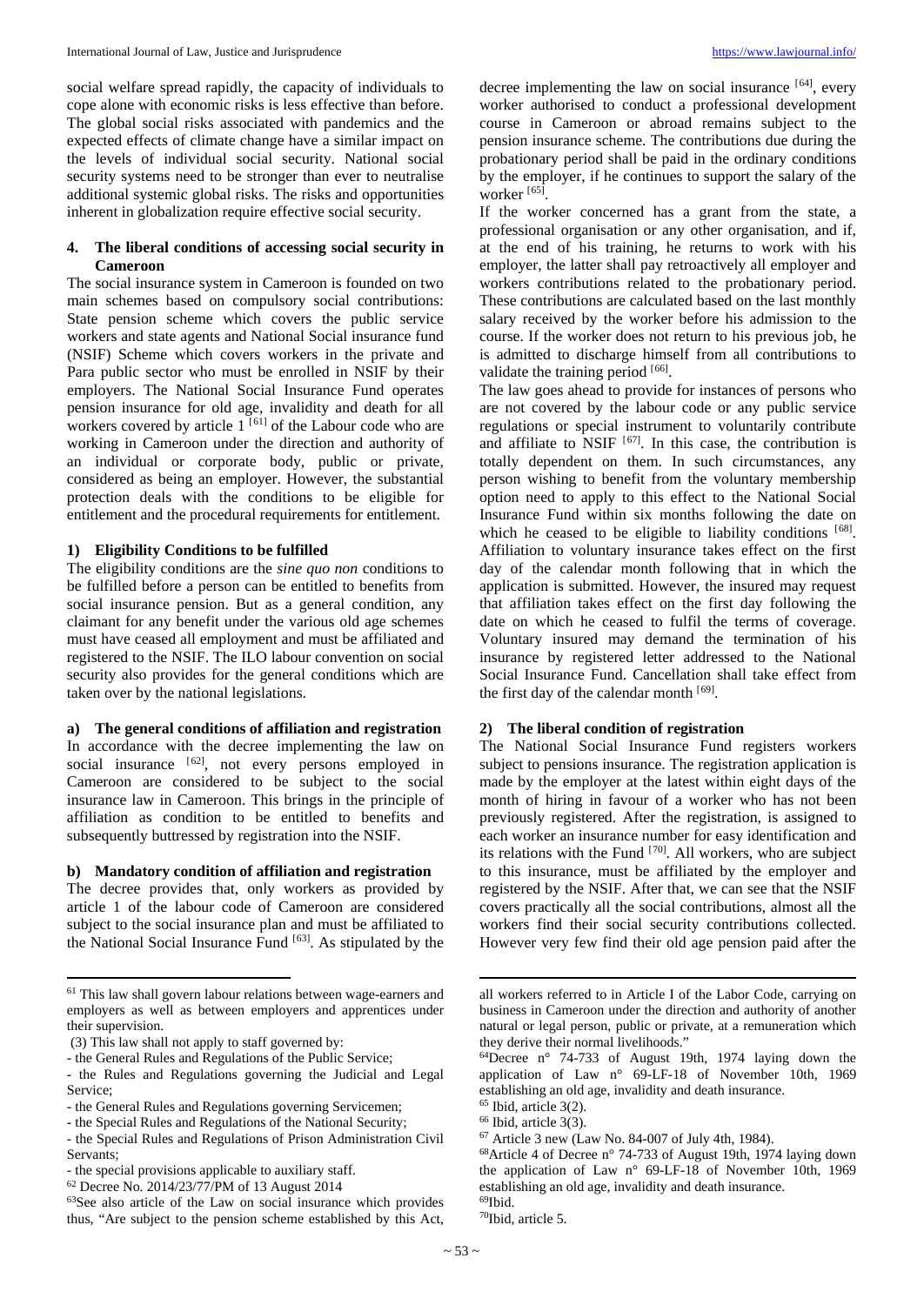social welfare spread rapidly, the capacity of individuals to cope alone with economic risks is less effective than before. The global social risks associated with pandemics and the expected effects of climate change have a similar impact on the levels of individual social security. National social security systems need to be stronger than ever to neutralise additional systemic global risks. The risks and opportunities inherent in globalization require effective social security.

## 4. The liberal conditions of accessing social security in Cameroon

The social insurance system in Cameroon is founded on two main schemes based on compulsory social contributions: State pension scheme which covers the public service workers and state agents and National Social insurance fund (NSIF) Scheme which covers workers in the private and Para public sector who must be enrolled in NSIF by their employers. The National Social Insurance Fund operates pension insurance for old age, invalidity and death for all workers covered by article 1 [61] of the Labour code who are working in Cameroon under the direction and authority of an individual or corporate body, public or private, considered as being an employer. However, the substantial protection deals with the conditions to be eligible for entitlement and the procedural requirements for entitlement.

### 1) Eligibility Conditions to be fulfilled

The eligibility conditions are the *sine quo non* conditions to be fulfilled before a person can be entitled to benefits from social insurance pension. But as a general condition, any claimant for any benefit under the various old age schemes must have ceased all employment and must be affiliated and registered to the NSIF. The ILO labour convention on social security also provides for the general conditions which are taken over by the national legislations.

#### a) The general conditions of affiliation and registration

In accordance with the decree implementing the law on social insurance [62], not every persons employed in Cameroon are considered to be subject to the social insurance law in Cameroon. This brings in the principle of affiliation as condition to be entitled to benefits and subsequently buttressed by registration into the NSIF.

#### b) Mandatory condition of affiliation and registration

The decree provides that, only workers as provided by article 1 of the labour code of Cameroon are considered subject to the social insurance plan and must be affiliated to the National Social Insurance Fund [63]. As stipulated by the decree implementing the law on social insurance [64], every worker authorised to conduct a professional development course in Cameroon or abroad remains subject to the pension insurance scheme. The contributions due during the probationary period shall be paid in the ordinary conditions by the employer, if he continues to support the salary of the worker [65].

If the worker concerned has a grant from the state, a professional organisation or any other organisation, and if, at the end of his training, he returns to work with his employer, the latter shall pay retroactively all employer and workers contributions related to the probationary period. These contributions are calculated based on the last monthly salary received by the worker before his admission to the course. If the worker does not return to his previous job, he is admitted to discharge himself from all contributions to validate the training period [66].

The law goes ahead to provide for instances of persons who are not covered by the labour code or any public service regulations or special instrument to voluntarily contribute and affiliate to NSIF [67]. In this case, the contribution is totally dependent on them. In such circumstances, any person wishing to benefit from the voluntary membership option need to apply to this effect to the National Social Insurance Fund within six months following the date on which he ceased to be eligible to liability conditions [68]. Affiliation to voluntary insurance takes effect on the first day of the calendar month following that in which the application is submitted. However, the insured may request that affiliation takes effect on the first day following the date on which he ceased to fulfil the terms of coverage. Voluntary insured may demand the termination of his insurance by registered letter addressed to the National Social Insurance Fund. Cancellation shall take effect from the first day of the calendar month [69].

### 2) The liberal condition of registration

The National Social Insurance Fund registers workers subject to pensions insurance. The registration application is made by the employer at the latest within eight days of the month of hiring in favour of a worker who has not been previously registered. After the registration, is assigned to each worker an insurance number for easy identification and its relations with the Fund [70]. All workers, who are subject to this insurance, must be affiliated by the employer and registered by the NSIF. After that, we can see that the NSIF covers practically all the social contributions, almost all the workers find their social security contributions collected. However very few find their old age pension paid after the

---

[61] This law shall govern labour relations between wage-earners and employers as well as between employers and apprentices under their supervision.

(3) This law shall not apply to staff governed by:

- the General Rules and Regulations of the Public Service;
- the Rules and Regulations governing the Judicial and Legal Service;
- the General Rules and Regulations governing Servicemen;
- the Special Rules and Regulations of the National Security;
- the Special Rules and Regulations of Prison Administration Civil Servants;
- the special provisions applicable to auxiliary staff.

[62] Decree No. 2014/23/77/PM of 13 August 2014

[63] See also article of the Law on social insurance which provides thus, "Are subject to the pension scheme established by this Act, all workers referred to in Article I of the Labor Code, carrying on business in Cameroon under the direction and authority of another natural or legal person, public or private, at a remuneration which they derive their normal livelihoods."

[64] Decree n° 74-733 of August 19th, 1974 laying down the application of Law n° 69-LF-18 of November 10th, 1969 establishing an old age, invalidity and death insurance.

[65] Ibid, article 3(2).

[66] Ibid, article 3(3).

[67] Article 3 new (Law No. 84-007 of July 4th, 1984).

[68] Article 4 of Decree n° 74-733 of August 19th, 1974 laying down the application of Law n° 69-LF-18 of November 10th, 1969 establishing an old age, invalidity and death insurance.

[69] Ibid.

[70] Ibid, article 5.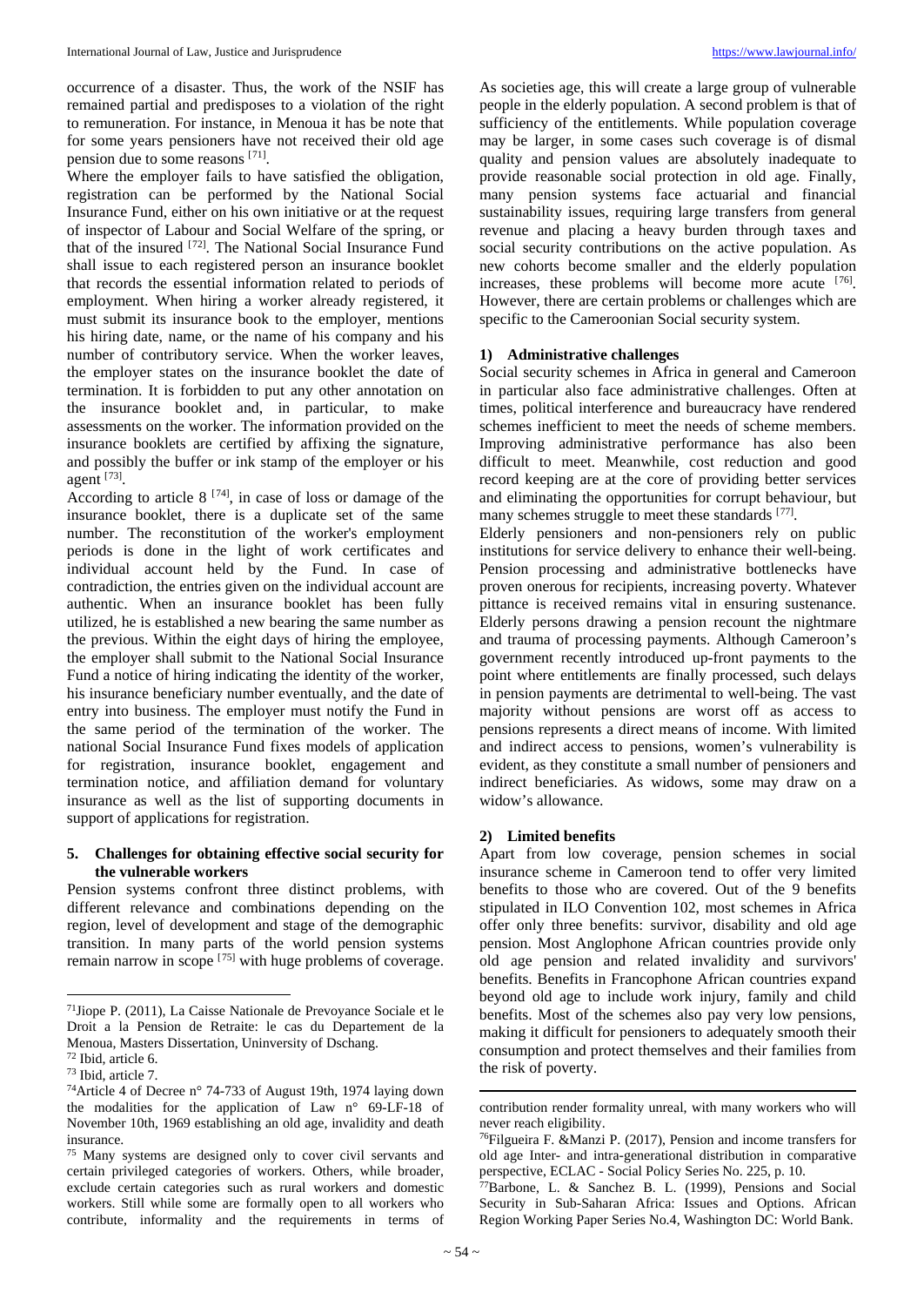occurrence of a disaster. Thus, the work of the NSIF has remained partial and predisposes to a violation of the right to remuneration. For instance, in Menoua it has be note that for some years pensioners have not received their old age pension due to some reasons [71].

Where the employer fails to have satisfied the obligation, registration can be performed by the National Social Insurance Fund, either on his own initiative or at the request of inspector of Labour and Social Welfare of the spring, or that of the insured [72]. The National Social Insurance Fund shall issue to each registered person an insurance booklet that records the essential information related to periods of employment. When hiring a worker already registered, it must submit its insurance book to the employer, mentions his hiring date, name, or the name of his company and his number of contributory service. When the worker leaves, the employer states on the insurance booklet the date of termination. It is forbidden to put any other annotation on the insurance booklet and, in particular, to make assessments on the worker. The information provided on the insurance booklets are certified by affixing the signature, and possibly the buffer or ink stamp of the employer or his agent [73].

According to article 8 [74], in case of loss or damage of the insurance booklet, there is a duplicate set of the same number. The reconstitution of the worker's employment periods is done in the light of work certificates and individual account held by the Fund. In case of contradiction, the entries given on the individual account are authentic. When an insurance booklet has been fully utilized, he is established a new bearing the same number as the previous. Within the eight days of hiring the employee, the employer shall submit to the National Social Insurance Fund a notice of hiring indicating the identity of the worker, his insurance beneficiary number eventually, and the date of entry into business. The employer must notify the Fund in the same period of the termination of the worker. The national Social Insurance Fund fixes models of application for registration, insurance booklet, engagement and termination notice, and affiliation demand for voluntary insurance as well as the list of supporting documents in support of applications for registration.

## 5. Challenges for obtaining effective social security for the vulnerable workers

Pension systems confront three distinct problems, with different relevance and combinations depending on the region, level of development and stage of the demographic transition. In many parts of the world pension systems remain narrow in scope [75] with huge problems of coverage. As societies age, this will create a large group of vulnerable people in the elderly population. A second problem is that of sufficiency of the entitlements. While population coverage may be larger, in some cases such coverage is of dismal quality and pension values are absolutely inadequate to provide reasonable social protection in old age. Finally, many pension systems face actuarial and financial sustainability issues, requiring large transfers from general revenue and placing a heavy burden through taxes and social security contributions on the active population. As new cohorts become smaller and the elderly population increases, these problems will become more acute [76]. However, there are certain problems or challenges which are specific to the Cameroonian Social security system.

### 1) Administrative challenges

Social security schemes in Africa in general and Cameroon in particular also face administrative challenges. Often at times, political interference and bureaucracy have rendered schemes inefficient to meet the needs of scheme members. Improving administrative performance has also been difficult to meet. Meanwhile, cost reduction and good record keeping are at the core of providing better services and eliminating the opportunities for corrupt behaviour, but many schemes struggle to meet these standards [77].

Elderly pensioners and non-pensioners rely on public institutions for service delivery to enhance their well-being. Pension processing and administrative bottlenecks have proven onerous for recipients, increasing poverty. Whatever pittance is received remains vital in ensuring sustenance. Elderly persons drawing a pension recount the nightmare and trauma of processing payments. Although Cameroon's government recently introduced up-front payments to the point where entitlements are finally processed, such delays in pension payments are detrimental to well-being. The vast majority without pensions are worst off as access to pensions represents a direct means of income. With limited and indirect access to pensions, women's vulnerability is evident, as they constitute a small number of pensioners and indirect beneficiaries. As widows, some may draw on a widow's allowance.

### 2) Limited benefits

Apart from low coverage, pension schemes in social insurance scheme in Cameroon tend to offer very limited benefits to those who are covered. Out of the 9 benefits stipulated in ILO Convention 102, most schemes in Africa offer only three benefits: survivor, disability and old age pension. Most Anglophone African countries provide only old age pension and related invalidity and survivors' benefits. Benefits in Francophone African countries expand beyond old age to include work injury, family and child benefits. Most of the schemes also pay very low pensions, making it difficult for pensioners to adequately smooth their consumption and protect themselves and their families from the risk of poverty.

---

[71] Jiope P. (2011), La Caisse Nationale de Prevoyance Sociale et le Droit a la Pension de Retraite: le cas du Departement de la Menoua, Masters Dissertation, Uninversity of Dschang.

[72] Ibid, article 6.

[73] Ibid, article 7.

[74] Article 4 of Decree n° 74-733 of August 19th, 1974 laying down the modalities for the application of Law n° 69-LF-18 of November 10th, 1969 establishing an old age, invalidity and death insurance.

[75] Many systems are designed only to cover civil servants and certain privileged categories of workers. Others, while broader, exclude certain categories such as rural workers and domestic workers. Still while some are formally open to all workers who contribute, informality and the requirements in terms of contribution render formality unreal, with many workers who will never reach eligibility.

[76] Filgueira F. &Manzi P. (2017), Pension and income transfers for old age Inter- and intra-generational distribution in comparative perspective, ECLAC - Social Policy Series No. 225, p. 10.

[77] Barbone, L. & Sanchez B. L. (1999), Pensions and Social Security in Sub-Saharan Africa: Issues and Options. African Region Working Paper Series No.4, Washington DC: World Bank.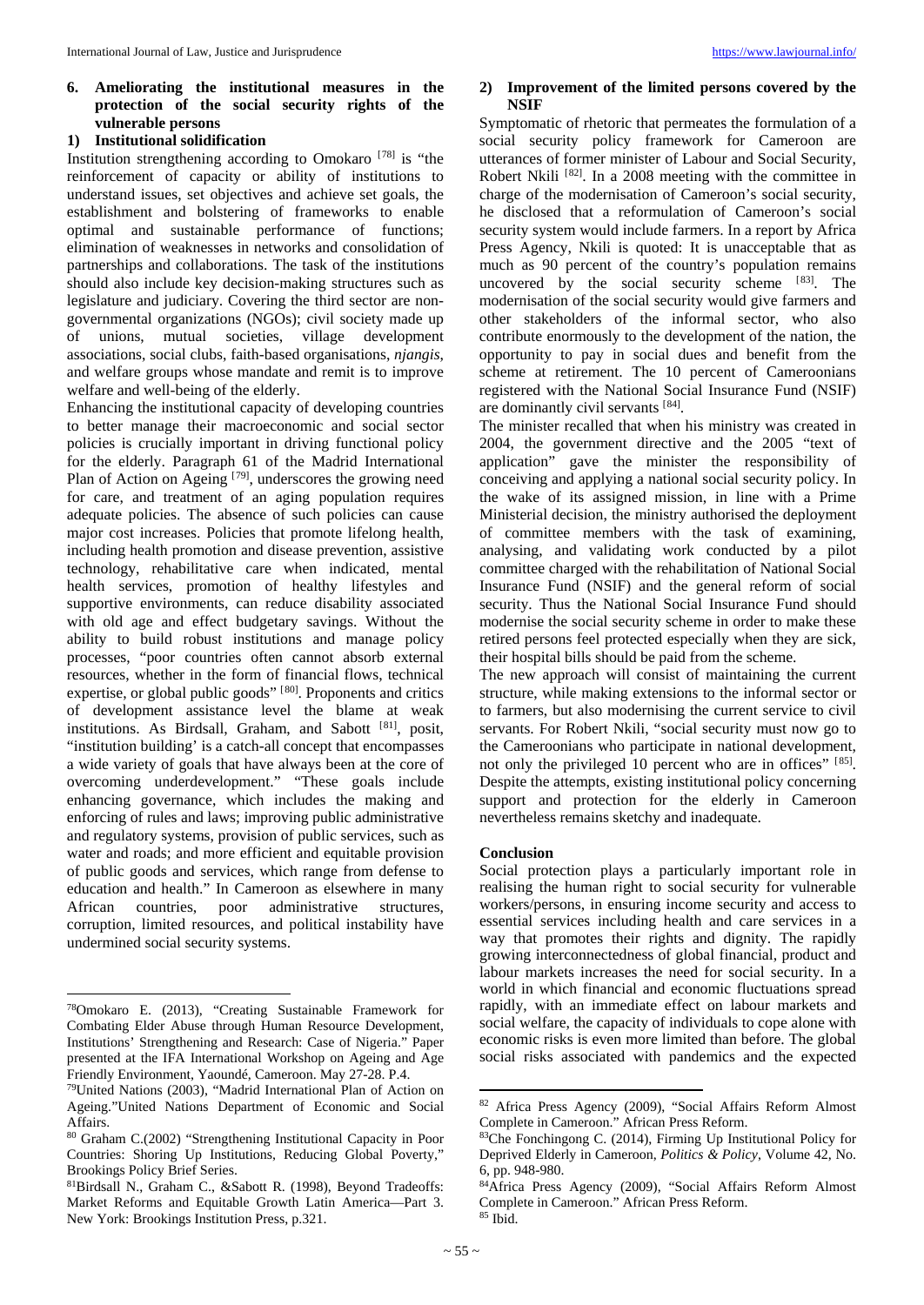## 6. Ameliorating the institutional measures in the protection of the social security rights of the vulnerable persons

### 1) Institutional solidification

Institution strengthening according to Omokaro [78] is "the reinforcement of capacity or ability of institutions to understand issues, set objectives and achieve set goals, the establishment and bolstering of frameworks to enable optimal and sustainable performance of functions; elimination of weaknesses in networks and consolidation of partnerships and collaborations. The task of the institutions should also include key decision-making structures such as legislature and judiciary. Covering the third sector are non-governmental organizations (NGOs); civil society made up of unions, mutual societies, village development associations, social clubs, faith-based organisations, *njangis*, and welfare groups whose mandate and remit is to improve welfare and well-being of the elderly.

Enhancing the institutional capacity of developing countries to better manage their macroeconomic and social sector policies is crucially important in driving functional policy for the elderly. Paragraph 61 of the Madrid International Plan of Action on Ageing [79], underscores the growing need for care, and treatment of an aging population requires adequate policies. The absence of such policies can cause major cost increases. Policies that promote lifelong health, including health promotion and disease prevention, assistive technology, rehabilitative care when indicated, mental health services, promotion of healthy lifestyles and supportive environments, can reduce disability associated with old age and effect budgetary savings. Without the ability to build robust institutions and manage policy processes, "poor countries often cannot absorb external resources, whether in the form of financial flows, technical expertise, or global public goods" [80]. Proponents and critics of development assistance level the blame at weak institutions. As Birdsall, Graham, and Sabott [81], posit, "institution building' is a catch-all concept that encompasses a wide variety of goals that have always been at the core of overcoming underdevelopment." "These goals include enhancing governance, which includes the making and enforcing of rules and laws; improving public administrative and regulatory systems, provision of public services, such as water and roads; and more efficient and equitable provision of public goods and services, which range from defense to education and health." In Cameroon as elsewhere in many African countries, poor administrative structures, corruption, limited resources, and political instability have undermined social security systems.

### 2) Improvement of the limited persons covered by the NSIF

Symptomatic of rhetoric that permeates the formulation of a social security policy framework for Cameroon are utterances of former minister of Labour and Social Security, Robert Nkili [82]. In a 2008 meeting with the committee in charge of the modernisation of Cameroon's social security, he disclosed that a reformulation of Cameroon's social security system would include farmers. In a report by Africa Press Agency, Nkili is quoted: It is unacceptable that as much as 90 percent of the country's population remains uncovered by the social security scheme [83]. The modernisation of the social security would give farmers and other stakeholders of the informal sector, who also contribute enormously to the development of the nation, the opportunity to pay in social dues and benefit from the scheme at retirement. The 10 percent of Cameroonians registered with the National Social Insurance Fund (NSIF) are dominantly civil servants [84].

The minister recalled that when his ministry was created in 2004, the government directive and the 2005 "text of application" gave the minister the responsibility of conceiving and applying a national social security policy. In the wake of its assigned mission, in line with a Prime Ministerial decision, the ministry authorised the deployment of committee members with the task of examining, analysing, and validating work conducted by a pilot committee charged with the rehabilitation of National Social Insurance Fund (NSIF) and the general reform of social security. Thus the National Social Insurance Fund should modernise the social security scheme in order to make these retired persons feel protected especially when they are sick, their hospital bills should be paid from the scheme.

The new approach will consist of maintaining the current structure, while making extensions to the informal sector or to farmers, but also modernising the current service to civil servants. For Robert Nkili, "social security must now go to the Cameroonians who participate in national development, not only the privileged 10 percent who are in offices" [85]. Despite the attempts, existing institutional policy concerning support and protection for the elderly in Cameroon nevertheless remains sketchy and inadequate.

## Conclusion

Social protection plays a particularly important role in realising the human right to social security for vulnerable workers/persons, in ensuring income security and access to essential services including health and care services in a way that promotes their rights and dignity. The rapidly growing interconnectedness of global financial, product and labour markets increases the need for social security. In a world in which financial and economic fluctuations spread rapidly, with an immediate effect on labour markets and social welfare, the capacity of individuals to cope alone with economic risks is even more limited than before. The global social risks associated with pandemics and the expected

---

78 Omokaro E. (2013), "Creating Sustainable Framework for Combating Elder Abuse through Human Resource Development, Institutions' Strengthening and Research: Case of Nigeria." Paper presented at the IFA International Workshop on Ageing and Age Friendly Environment, Yaoundé, Cameroon. May 27-28. P.4.

79 United Nations (2003), "Madrid International Plan of Action on Ageing."United Nations Department of Economic and Social Affairs.

80 Graham C.(2002) "Strengthening Institutional Capacity in Poor Countries: Shoring Up Institutions, Reducing Global Poverty," Brookings Policy Brief Series.

81 Birdsall N., Graham C., &Sabott R. (1998), Beyond Tradeoffs: Market Reforms and Equitable Growth Latin America—Part 3. New York: Brookings Institution Press, p.321.

82 Africa Press Agency (2009), "Social Affairs Reform Almost Complete in Cameroon." African Press Reform.

83 Che Fonchingong C. (2014), Firming Up Institutional Policy for Deprived Elderly in Cameroon, *Politics & Policy*, Volume 42, No. 6, pp. 948-980.

84 Africa Press Agency (2009), "Social Affairs Reform Almost Complete in Cameroon." African Press Reform.

85 Ibid.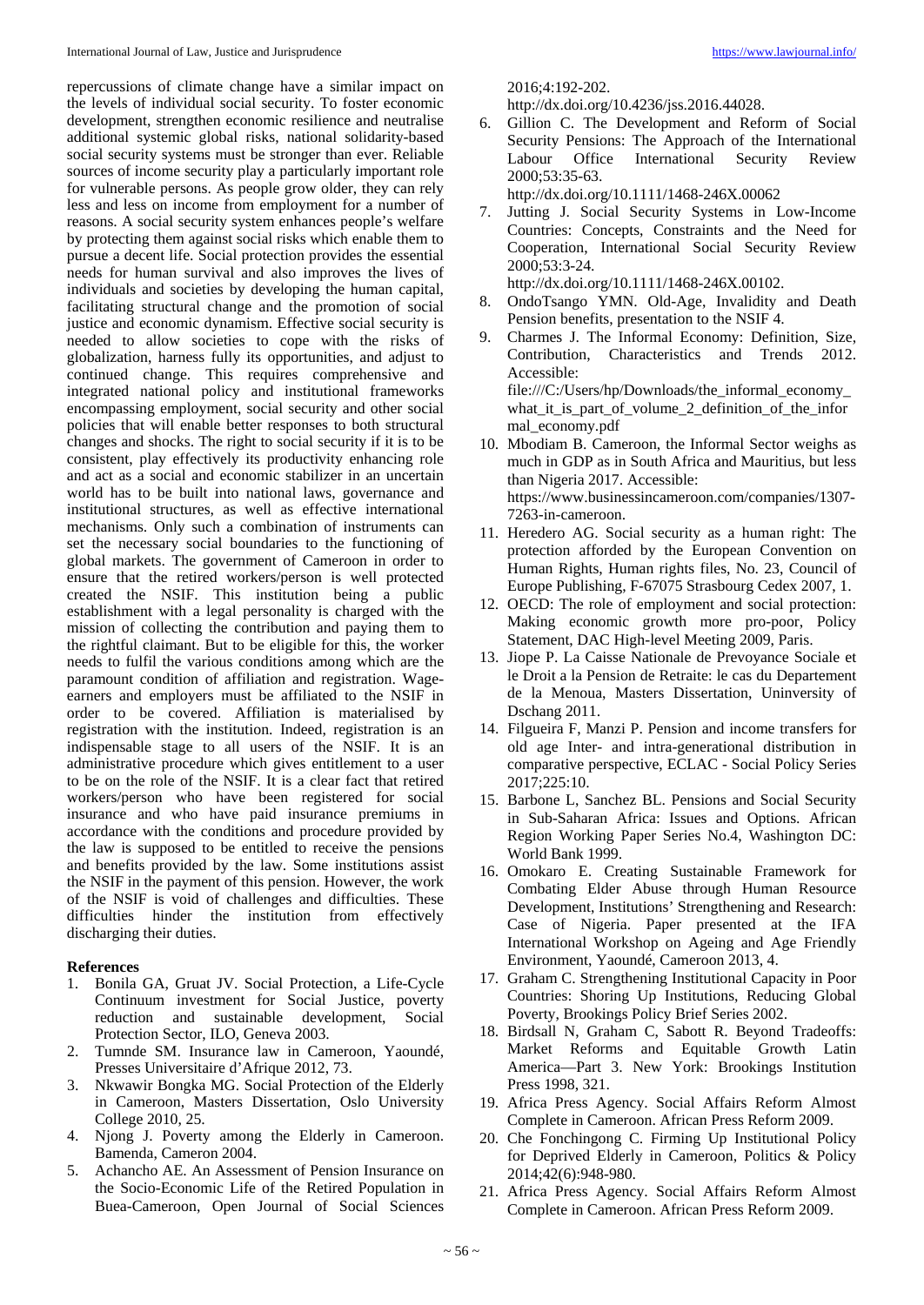repercussions of climate change have a similar impact on the levels of individual social security. To foster economic development, strengthen economic resilience and neutralise additional systemic global risks, national solidarity-based social security systems must be stronger than ever. Reliable sources of income security play a particularly important role for vulnerable persons. As people grow older, they can rely less and less on income from employment for a number of reasons. A social security system enhances people's welfare by protecting them against social risks which enable them to pursue a decent life. Social protection provides the essential needs for human survival and also improves the lives of individuals and societies by developing the human capital, facilitating structural change and the promotion of social justice and economic dynamism. Effective social security is needed to allow societies to cope with the risks of globalization, harness fully its opportunities, and adjust to continued change. This requires comprehensive and integrated national policy and institutional frameworks encompassing employment, social security and other social policies that will enable better responses to both structural changes and shocks. The right to social security if it is to be consistent, play effectively its productivity enhancing role and act as a social and economic stabilizer in an uncertain world has to be built into national laws, governance and institutional structures, as well as effective international mechanisms. Only such a combination of instruments can set the necessary social boundaries to the functioning of global markets. The government of Cameroon in order to ensure that the retired workers/person is well protected created the NSIF. This institution being a public establishment with a legal personality is charged with the mission of collecting the contribution and paying them to the rightful claimant. But to be eligible for this, the worker needs to fulfil the various conditions among which are the paramount condition of affiliation and registration. Wage-earners and employers must be affiliated to the NSIF in order to be covered. Affiliation is materialised by registration with the institution. Indeed, registration is an indispensable stage to all users of the NSIF. It is an administrative procedure which gives entitlement to a user to be on the role of the NSIF. It is a clear fact that retired workers/person who have been registered for social insurance and who have paid insurance premiums in accordance with the conditions and procedure provided by the law is supposed to be entitled to receive the pensions and benefits provided by the law. Some institutions assist the NSIF in the payment of this pension. However, the work of the NSIF is void of challenges and difficulties. These difficulties hinder the institution from effectively discharging their duties.

## References

1. Bonila GA, Gruat JV. Social Protection, a Life-Cycle Continuum investment for Social Justice, poverty reduction and sustainable development, Social Protection Sector, ILO, Geneva 2003.
2. Tumnde SM. Insurance law in Cameroon, Yaoundé, Presses Universitaire d'Afrique 2012, 73.
3. Nkwawir Bongka MG. Social Protection of the Elderly in Cameroon, Masters Dissertation, Oslo University College 2010, 25.
4. Njong J. Poverty among the Elderly in Cameroon. Bamenda, Cameron 2004.
5. Achancho AE. An Assessment of Pension Insurance on the Socio-Economic Life of the Retired Population in Buea-Cameroon, Open Journal of Social Sciences 2016;4:192-202. http://dx.doi.org/10.4236/jss.2016.44028.
6. Gillion C. The Development and Reform of Social Security Pensions: The Approach of the International Labour Office International Security Review 2000;53:35-63. http://dx.doi.org/10.1111/1468-246X.00062
7. Jutting J. Social Security Systems in Low-Income Countries: Concepts, Constraints and the Need for Cooperation, International Social Security Review 2000;53:3-24. http://dx.doi.org/10.1111/1468-246X.00102.
8. OndoTsango YMN. Old-Age, Invalidity and Death Pension benefits, presentation to the NSIF 4.
9. Charmes J. The Informal Economy: Definition, Size, Contribution, Characteristics and Trends 2012. Accessible: file:///C:/Users/hp/Downloads/the_informal_economy_what_it_is_part_of_volume_2_definition_of_the_informal_economy.pdf
10. Mbodiam B. Cameroon, the Informal Sector weighs as much in GDP as in South Africa and Mauritius, but less than Nigeria 2017. Accessible: https://www.businessincameroon.com/companies/1307-7263-in-cameroon.
11. Heredero AG. Social security as a human right: The protection afforded by the European Convention on Human Rights, Human rights files, No. 23, Council of Europe Publishing, F-67075 Strasbourg Cedex 2007, 1.
12. OECD: The role of employment and social protection: Making economic growth more pro-poor, Policy Statement, DAC High-level Meeting 2009, Paris.
13. Jiope P. La Caisse Nationale de Prevoyance Sociale et le Droit a la Pension de Retraite: le cas du Departement de la Menoua, Masters Dissertation, Uninversity of Dschang 2011.
14. Filgueira F, Manzi P. Pension and income transfers for old age Inter- and intra-generational distribution in comparative perspective, ECLAC - Social Policy Series 2017;225:10.
15. Barbone L, Sanchez BL. Pensions and Social Security in Sub-Saharan Africa: Issues and Options. African Region Working Paper Series No.4, Washington DC: World Bank 1999.
16. Omokaro E. Creating Sustainable Framework for Combating Elder Abuse through Human Resource Development, Institutions' Strengthening and Research: Case of Nigeria. Paper presented at the IFA International Workshop on Ageing and Age Friendly Environment, Yaoundé, Cameroon 2013, 4.
17. Graham C. Strengthening Institutional Capacity in Poor Countries: Shoring Up Institutions, Reducing Global Poverty, Brookings Policy Brief Series 2002.
18. Birdsall N, Graham C, Sabott R. Beyond Tradeoffs: Market Reforms and Equitable Growth Latin America—Part 3. New York: Brookings Institution Press 1998, 321.
19. Africa Press Agency. Social Affairs Reform Almost Complete in Cameroon. African Press Reform 2009.
20. Che Fonchingong C. Firming Up Institutional Policy for Deprived Elderly in Cameroon, Politics & Policy 2014;42(6):948-980.
21. Africa Press Agency. Social Affairs Reform Almost Complete in Cameroon. African Press Reform 2009.